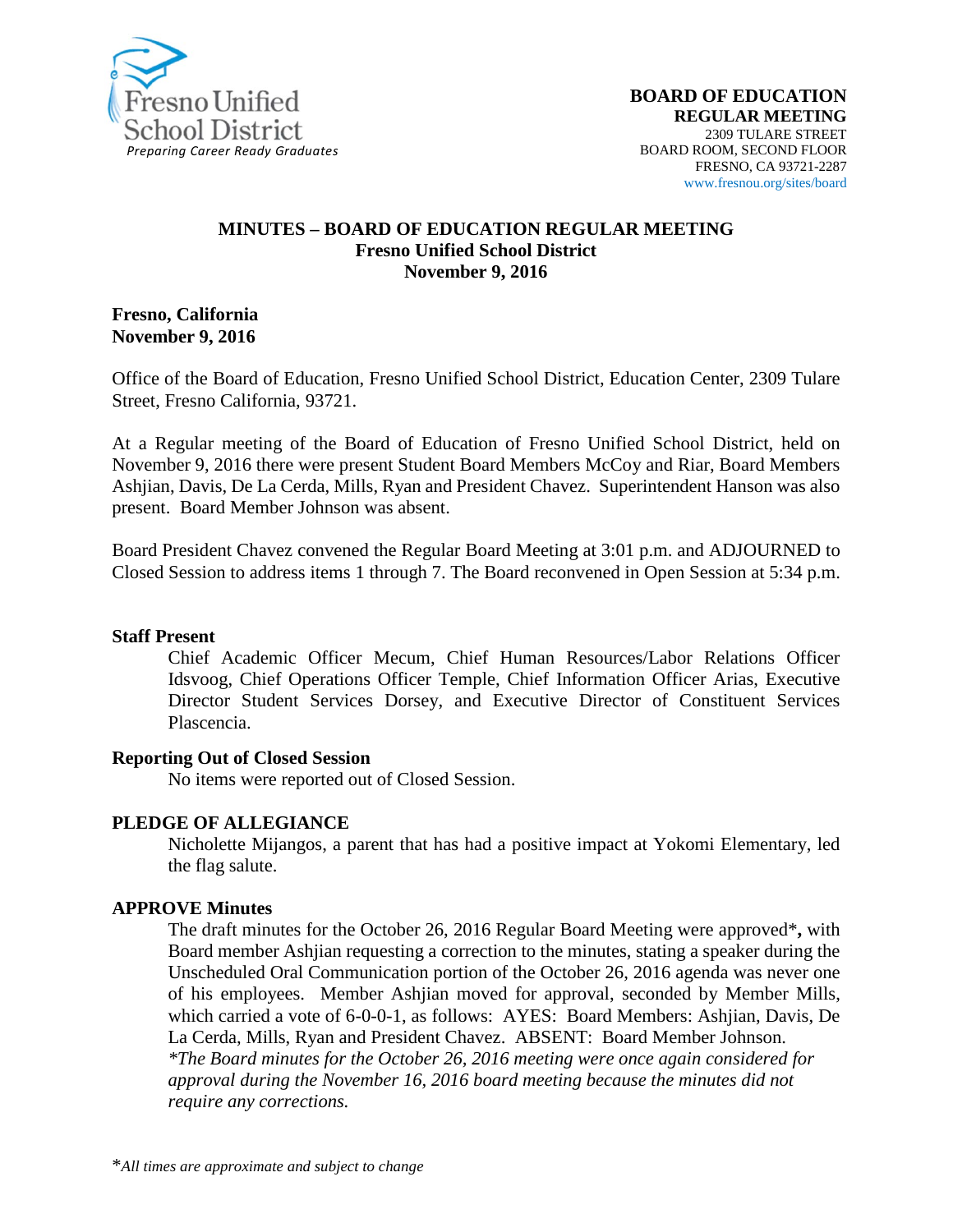Fresno Unified School District
*Preparing Career Ready Graduates*

**BOARD OF EDUCATION**
**REGULAR MEETING**
2309 TULARE STREET
BOARD ROOM, SECOND FLOOR
FRESNO, CA 93721-2287
www.fresnou.org/sites/board

# MINUTES – BOARD OF EDUCATION REGULAR MEETING
**Fresno Unified School District**
**November 9, 2016**

**Fresno, California**
**November 9, 2016**

Office of the Board of Education, Fresno Unified School District, Education Center, 2309 Tulare Street, Fresno California, 93721.

At a Regular meeting of the Board of Education of Fresno Unified School District, held on November 9, 2016 there were present Student Board Members McCoy and Riar, Board Members Ashjian, Davis, De La Cerda, Mills, Ryan and President Chavez. Superintendent Hanson was also present. Board Member Johnson was absent.

Board President Chavez convened the Regular Board Meeting at 3:01 p.m. and ADJOURNED to Closed Session to address items 1 through 7. The Board reconvened in Open Session at 5:34 p.m.

**Staff Present**

Chief Academic Officer Mecum, Chief Human Resources/Labor Relations Officer Idsvoog, Chief Operations Officer Temple, Chief Information Officer Arias, Executive Director Student Services Dorsey, and Executive Director of Constituent Services Plascencia.

**Reporting Out of Closed Session**

No items were reported out of Closed Session.

**PLEDGE OF ALLEGIANCE**

Nicholette Mijangos, a parent that has had a positive impact at Yokomi Elementary, led the flag salute.

**APPROVE Minutes**

The draft minutes for the October 26, 2016 Regular Board Meeting were approved***,** with Board member Ashjian requesting a correction to the minutes, stating a speaker during the Unscheduled Oral Communication portion of the October 26, 2016 agenda was never one of his employees. Member Ashjian moved for approval, seconded by Member Mills, which carried a vote of 6-0-0-1, as follows: AYES: Board Members: Ashjian, Davis, De La Cerda, Mills, Ryan and President Chavez. ABSENT: Board Member Johnson.
*\*The Board minutes for the October 26, 2016 meeting were once again considered for approval during the November 16, 2016 board meeting because the minutes did not require any corrections.*

\**All times are approximate and subject to change*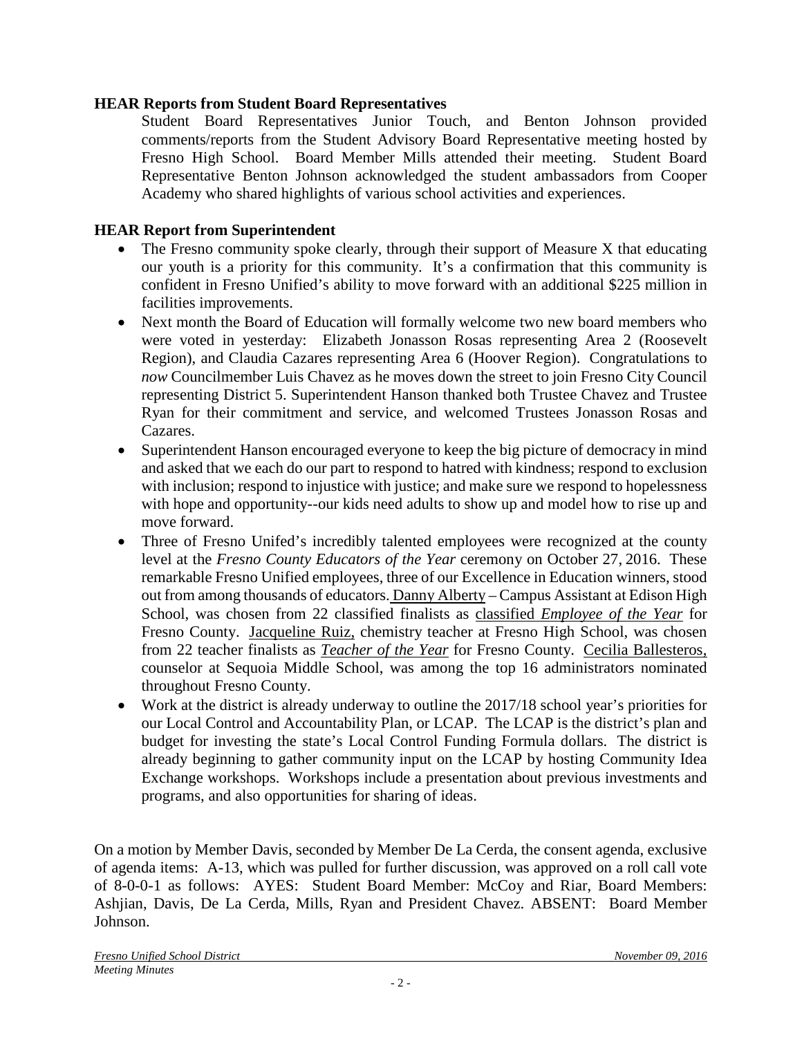**HEAR Reports from Student Board Representatives**

Student Board Representatives Junior Touch, and Benton Johnson provided comments/reports from the Student Advisory Board Representative meeting hosted by Fresno High School. Board Member Mills attended their meeting. Student Board Representative Benton Johnson acknowledged the student ambassadors from Cooper Academy who shared highlights of various school activities and experiences.

**HEAR Report from Superintendent**

- The Fresno community spoke clearly, through their support of Measure X that educating our youth is a priority for this community. It's a confirmation that this community is confident in Fresno Unified's ability to move forward with an additional $225 million in facilities improvements.
- Next month the Board of Education will formally welcome two new board members who were voted in yesterday: Elizabeth Jonasson Rosas representing Area 2 (Roosevelt Region), and Claudia Cazares representing Area 6 (Hoover Region). Congratulations to *now* Councilmember Luis Chavez as he moves down the street to join Fresno City Council representing District 5. Superintendent Hanson thanked both Trustee Chavez and Trustee Ryan for their commitment and service, and welcomed Trustees Jonasson Rosas and Cazares.
- Superintendent Hanson encouraged everyone to keep the big picture of democracy in mind and asked that we each do our part to respond to hatred with kindness; respond to exclusion with inclusion; respond to injustice with justice; and make sure we respond to hopelessness with hope and opportunity--our kids need adults to show up and model how to rise up and move forward.
- Three of Fresno Unifed's incredibly talented employees were recognized at the county level at the *Fresno County Educators of the Year* ceremony on October 27, 2016. These remarkable Fresno Unified employees, three of our Excellence in Education winners, stood out from among thousands of educators. Danny Alberty – Campus Assistant at Edison High School, was chosen from 22 classified finalists as classified *Employee of the Year* for Fresno County. Jacqueline Ruiz, chemistry teacher at Fresno High School, was chosen from 22 teacher finalists as *Teacher of the Year* for Fresno County. Cecilia Ballesteros, counselor at Sequoia Middle School, was among the top 16 administrators nominated throughout Fresno County.
- Work at the district is already underway to outline the 2017/18 school year's priorities for our Local Control and Accountability Plan, or LCAP. The LCAP is the district's plan and budget for investing the state's Local Control Funding Formula dollars. The district is already beginning to gather community input on the LCAP by hosting Community Idea Exchange workshops. Workshops include a presentation about previous investments and programs, and also opportunities for sharing of ideas.

On a motion by Member Davis, seconded by Member De La Cerda, the consent agenda, exclusive of agenda items: A-13, which was pulled for further discussion, was approved on a roll call vote of 8-0-0-1 as follows: AYES: Student Board Member: McCoy and Riar, Board Members: Ashjian, Davis, De La Cerda, Mills, Ryan and President Chavez. ABSENT: Board Member Johnson.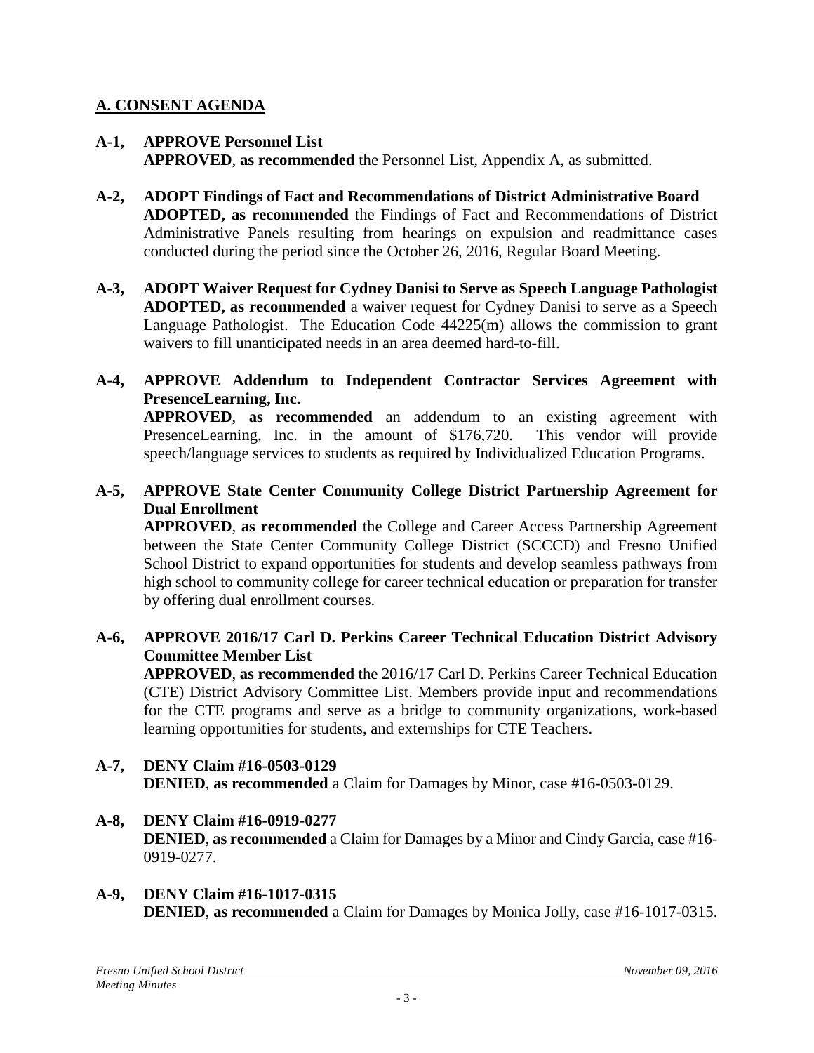## A. CONSENT AGENDA

**A-1, APPROVE Personnel List**
**APPROVED**, **as recommended** the Personnel List, Appendix A, as submitted.

**A-2, ADOPT Findings of Fact and Recommendations of District Administrative Board**
**ADOPTED, as recommended** the Findings of Fact and Recommendations of District Administrative Panels resulting from hearings on expulsion and readmittance cases conducted during the period since the October 26, 2016, Regular Board Meeting.

**A-3, ADOPT Waiver Request for Cydney Danisi to Serve as Speech Language Pathologist**
**ADOPTED, as recommended** a waiver request for Cydney Danisi to serve as a Speech Language Pathologist. The Education Code 44225(m) allows the commission to grant waivers to fill unanticipated needs in an area deemed hard-to-fill.

**A-4, APPROVE Addendum to Independent Contractor Services Agreement with PresenceLearning, Inc.**
**APPROVED**, **as recommended** an addendum to an existing agreement with PresenceLearning, Inc. in the amount of $176,720. This vendor will provide speech/language services to students as required by Individualized Education Programs.

**A-5, APPROVE State Center Community College District Partnership Agreement for Dual Enrollment**
**APPROVED**, **as recommended** the College and Career Access Partnership Agreement between the State Center Community College District (SCCCD) and Fresno Unified School District to expand opportunities for students and develop seamless pathways from high school to community college for career technical education or preparation for transfer by offering dual enrollment courses.

**A-6, APPROVE 2016/17 Carl D. Perkins Career Technical Education District Advisory Committee Member List**
**APPROVED**, **as recommended** the 2016/17 Carl D. Perkins Career Technical Education (CTE) District Advisory Committee List. Members provide input and recommendations for the CTE programs and serve as a bridge to community organizations, work-based learning opportunities for students, and externships for CTE Teachers.

**A-7, DENY Claim #16-0503-0129**
**DENIED**, **as recommended** a Claim for Damages by Minor, case #16-0503-0129.

**A-8, DENY Claim #16-0919-0277**
**DENIED**, **as recommended** a Claim for Damages by a Minor and Cindy Garcia, case #16-0919-0277.

**A-9, DENY Claim #16-1017-0315**
**DENIED**, **as recommended** a Claim for Damages by Monica Jolly, case #16-1017-0315.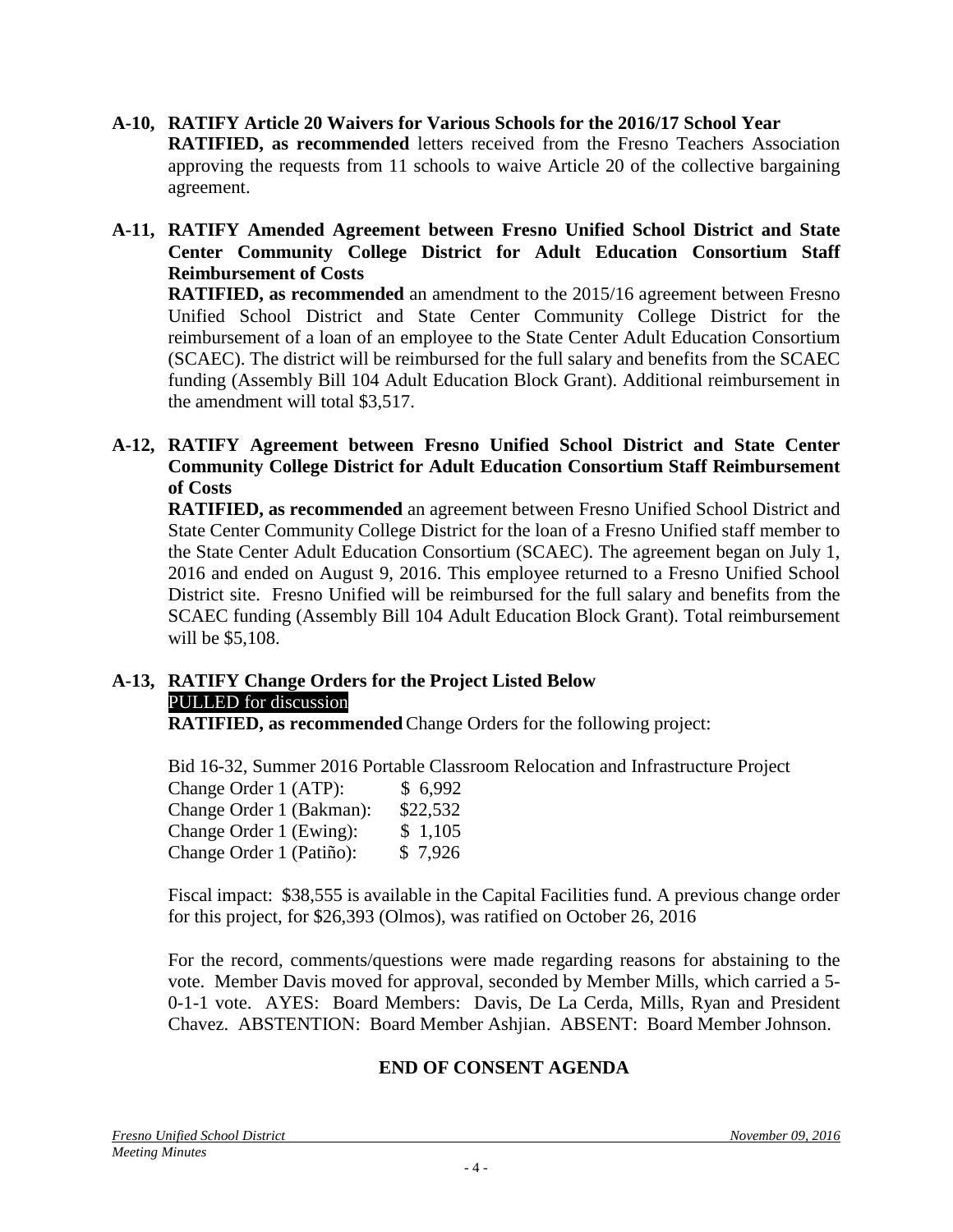**A-10, RATIFY Article 20 Waivers for Various Schools for the 2016/17 School Year**
**RATIFIED, as recommended** letters received from the Fresno Teachers Association approving the requests from 11 schools to waive Article 20 of the collective bargaining agreement.

**A-11, RATIFY Amended Agreement between Fresno Unified School District and State Center Community College District for Adult Education Consortium Staff Reimbursement of Costs**
**RATIFIED, as recommended** an amendment to the 2015/16 agreement between Fresno Unified School District and State Center Community College District for the reimbursement of a loan of an employee to the State Center Adult Education Consortium (SCAEC). The district will be reimbursed for the full salary and benefits from the SCAEC funding (Assembly Bill 104 Adult Education Block Grant). Additional reimbursement in the amendment will total $3,517.

**A-12, RATIFY Agreement between Fresno Unified School District and State Center Community College District for Adult Education Consortium Staff Reimbursement of Costs**
**RATIFIED, as recommended** an agreement between Fresno Unified School District and State Center Community College District for the loan of a Fresno Unified staff member to the State Center Adult Education Consortium (SCAEC). The agreement began on July 1, 2016 and ended on August 9, 2016. This employee returned to a Fresno Unified School District site. Fresno Unified will be reimbursed for the full salary and benefits from the SCAEC funding (Assembly Bill 104 Adult Education Block Grant). Total reimbursement will be $5,108.

**A-13, RATIFY Change Orders for the Project Listed Below**
PULLED for discussion
**RATIFIED, as recommended** Change Orders for the following project:

Bid 16-32, Summer 2016 Portable Classroom Relocation and Infrastructure Project

| | |
|---|---|
| Change Order 1 (ATP): | $ 6,992 |
| Change Order 1 (Bakman): | $22,532 |
| Change Order 1 (Ewing): | $ 1,105 |
| Change Order 1 (Patiño): | $ 7,926 |

Fiscal impact: $38,555 is available in the Capital Facilities fund. A previous change order for this project, for $26,393 (Olmos), was ratified on October 26, 2016

For the record, comments/questions were made regarding reasons for abstaining to the vote. Member Davis moved for approval, seconded by Member Mills, which carried a 5-0-1-1 vote. AYES: Board Members: Davis, De La Cerda, Mills, Ryan and President Chavez. ABSTENTION: Board Member Ashjian. ABSENT: Board Member Johnson.

## END OF CONSENT AGENDA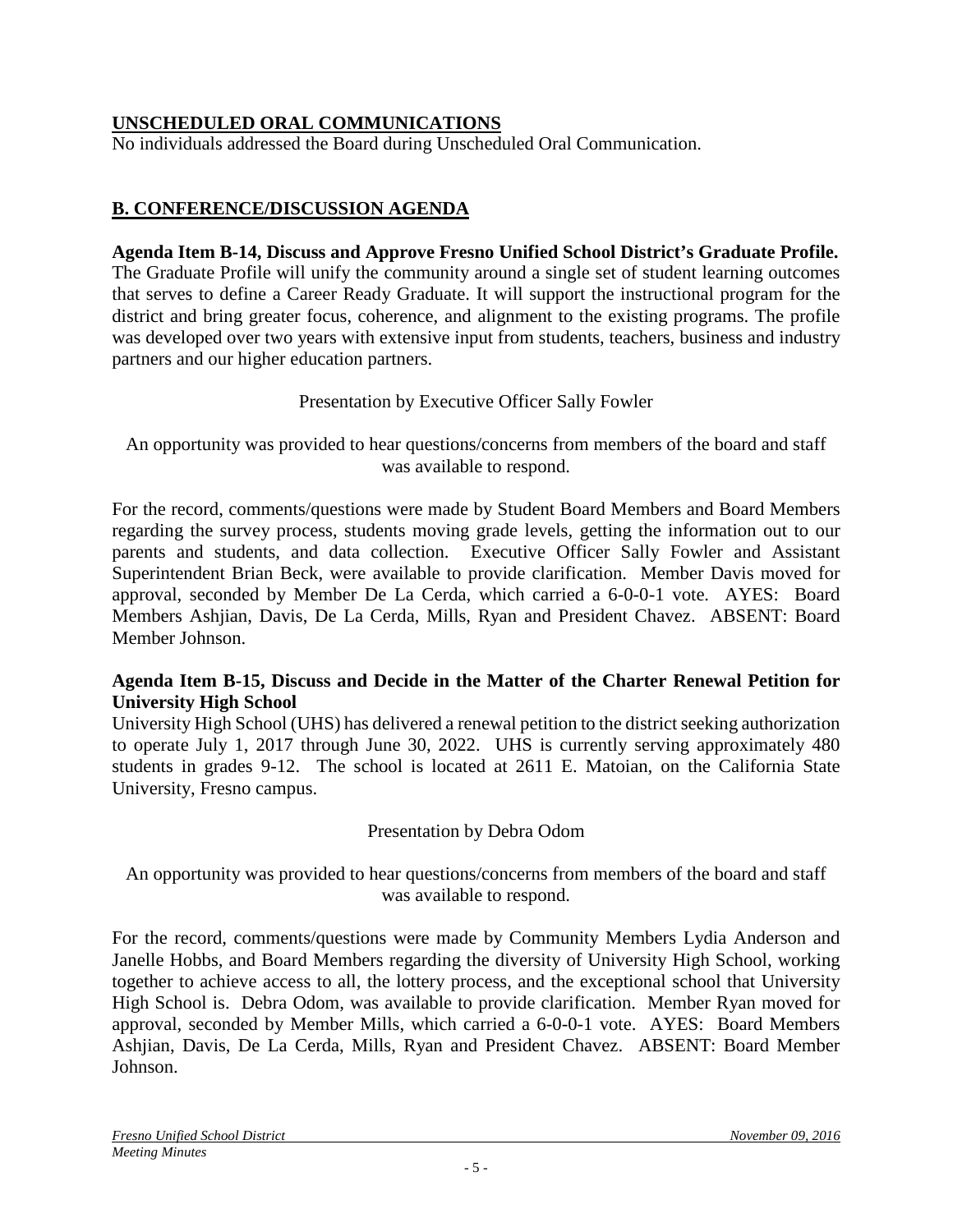## **UNSCHEDULED ORAL COMMUNICATIONS**

No individuals addressed the Board during Unscheduled Oral Communication.

## **B. CONFERENCE/DISCUSSION AGENDA**

**Agenda Item B-14, Discuss and Approve Fresno Unified School District's Graduate Profile.** The Graduate Profile will unify the community around a single set of student learning outcomes that serves to define a Career Ready Graduate. It will support the instructional program for the district and bring greater focus, coherence, and alignment to the existing programs. The profile was developed over two years with extensive input from students, teachers, business and industry partners and our higher education partners.

Presentation by Executive Officer Sally Fowler

An opportunity was provided to hear questions/concerns from members of the board and staff was available to respond.

For the record, comments/questions were made by Student Board Members and Board Members regarding the survey process, students moving grade levels, getting the information out to our parents and students, and data collection. Executive Officer Sally Fowler and Assistant Superintendent Brian Beck, were available to provide clarification. Member Davis moved for approval, seconded by Member De La Cerda, which carried a 6-0-0-1 vote. AYES: Board Members Ashjian, Davis, De La Cerda, Mills, Ryan and President Chavez. ABSENT: Board Member Johnson.

**Agenda Item B-15, Discuss and Decide in the Matter of the Charter Renewal Petition for University High School**

University High School (UHS) has delivered a renewal petition to the district seeking authorization to operate July 1, 2017 through June 30, 2022. UHS is currently serving approximately 480 students in grades 9-12. The school is located at 2611 E. Matoian, on the California State University, Fresno campus.

Presentation by Debra Odom

An opportunity was provided to hear questions/concerns from members of the board and staff was available to respond.

For the record, comments/questions were made by Community Members Lydia Anderson and Janelle Hobbs, and Board Members regarding the diversity of University High School, working together to achieve access to all, the lottery process, and the exceptional school that University High School is. Debra Odom, was available to provide clarification. Member Ryan moved for approval, seconded by Member Mills, which carried a 6-0-0-1 vote. AYES: Board Members Ashjian, Davis, De La Cerda, Mills, Ryan and President Chavez. ABSENT: Board Member Johnson.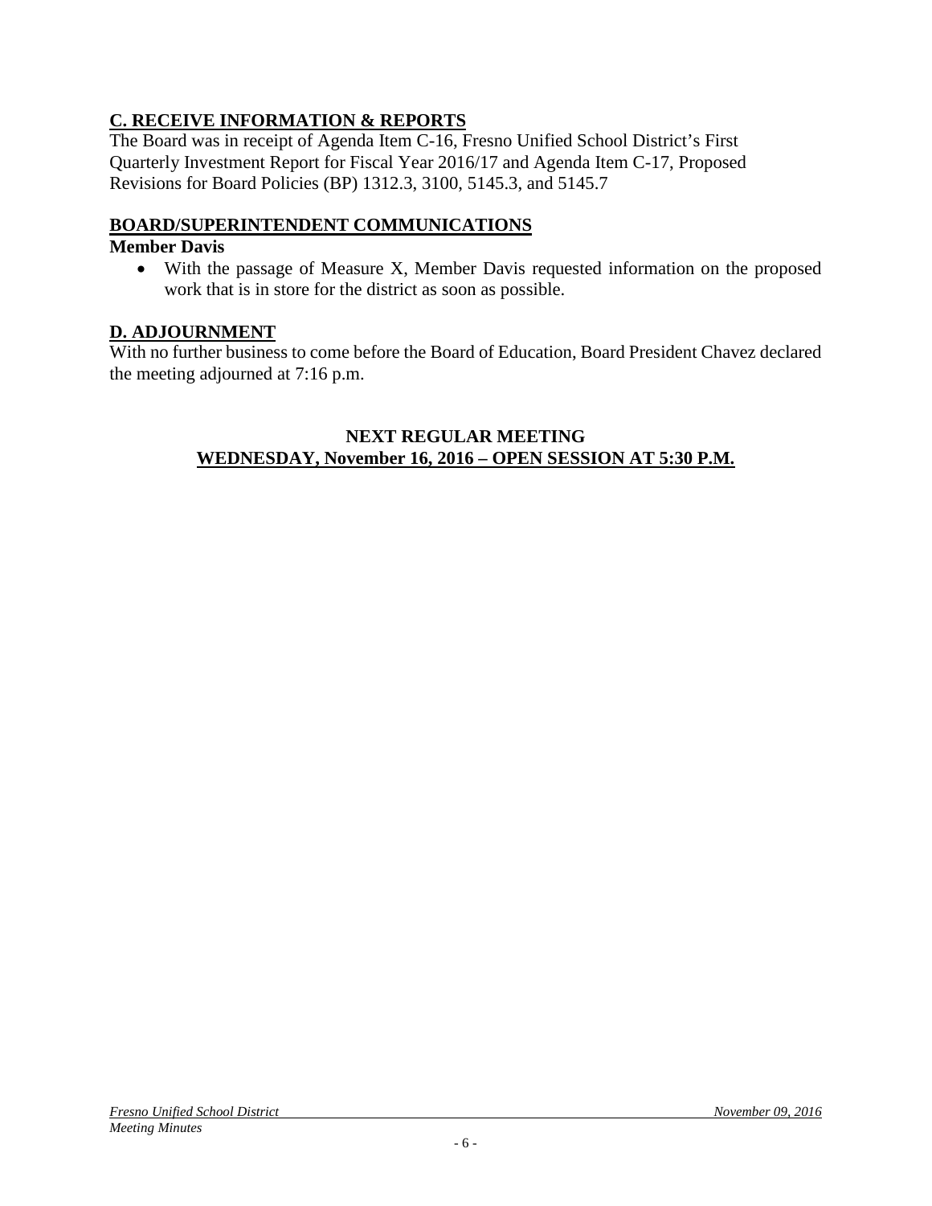## C. RECEIVE INFORMATION & REPORTS

The Board was in receipt of Agenda Item C-16, Fresno Unified School District's First Quarterly Investment Report for Fiscal Year 2016/17 and Agenda Item C-17, Proposed Revisions for Board Policies (BP) 1312.3, 3100, 5145.3, and 5145.7

## BOARD/SUPERINTENDENT COMMUNICATIONS

**Member Davis**

- With the passage of Measure X, Member Davis requested information on the proposed work that is in store for the district as soon as possible.

## D. ADJOURNMENT

With no further business to come before the Board of Education, Board President Chavez declared the meeting adjourned at 7:16 p.m.

**NEXT REGULAR MEETING**

**WEDNESDAY, November 16, 2016 – OPEN SESSION AT 5:30 P.M.**